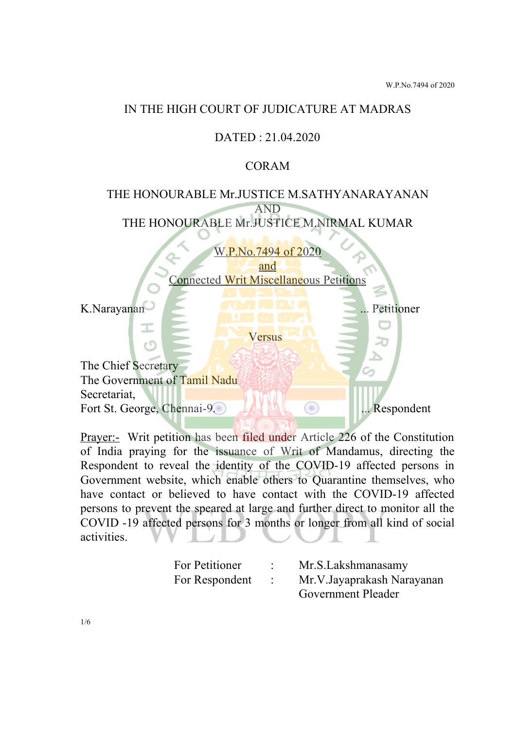IN THE HIGH COURT OF JUDICATURE AT MADRAS

DATED : 21.04.2020

CORAM

THE HONOURABLE Mr.JUSTICE M.SATHYANARAYANAN
AND
THE HONOURABLE Mr.JUSTICE M.NIRMAL KUMAR

W.P.No.7494 of 2020
and
Connected Writ Miscellaneous Petitions

K.Narayanan ... Petitioner

Versus

The Chief Secretary
The Government of Tamil Nadu
Secretariat,
Fort St. George, Chennai-9. ... Respondent

Prayer:- Writ petition has been filed under Article 226 of the Constitution of India praying for the issuance of Writ of Mandamus, directing the Respondent to reveal the identity of the COVID-19 affected persons in Government website, which enable others to Quarantine themselves, who have contact or believed to have contact with the COVID-19 affected persons to prevent the speared at large and further direct to monitor all the COVID -19 affected persons for 3 months or longer from all kind of social activities.

| | | |
|---|---|---|
| For Petitioner | : | Mr.S.Lakshmanasamy |
| For Respondent | : | Mr.V.Jayaprakash Narayanan<br>Government Pleader |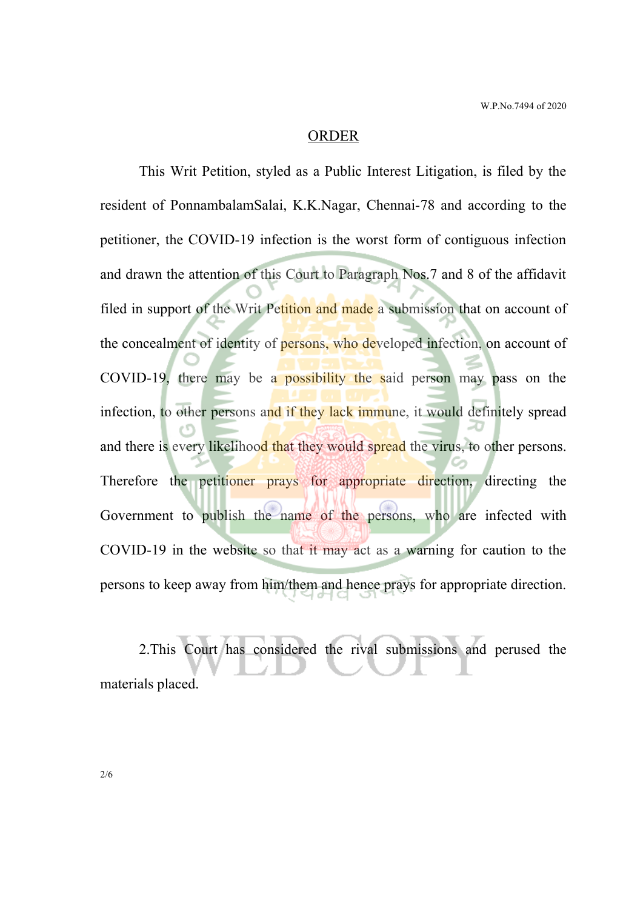## ORDER

This Writ Petition, styled as a Public Interest Litigation, is filed by the resident of PonnambalamSalai, K.K.Nagar, Chennai-78 and according to the petitioner, the COVID-19 infection is the worst form of contiguous infection and drawn the attention of this Court to Paragraph Nos.7 and 8 of the affidavit filed in support of the Writ Petition and made a submission that on account of the concealment of identity of persons, who developed infection, on account of COVID-19, there may be a possibility the said person may pass on the infection, to other persons and if they lack immune, it would definitely spread and there is every likelihood that they would spread the virus, to other persons. Therefore the petitioner prays for appropriate direction, directing the Government to publish the name of the persons, who are infected with COVID-19 in the website so that it may act as a warning for caution to the persons to keep away from him/them and hence prays for appropriate direction.

2.This Court has considered the rival submissions and perused the materials placed.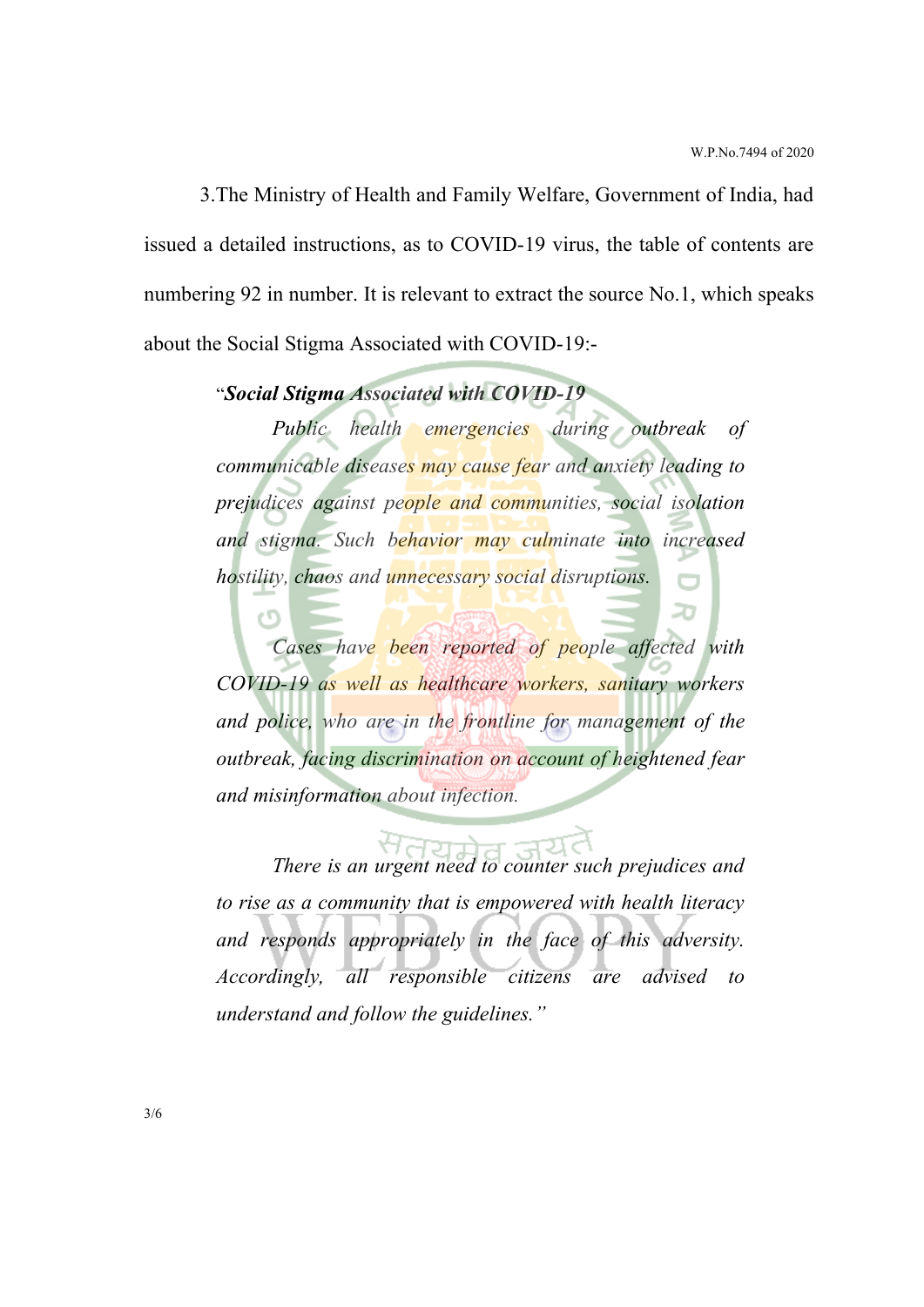3.The Ministry of Health and Family Welfare, Government of India, had issued a detailed instructions, as to COVID-19 virus, the table of contents are numbering 92 in number. It is relevant to extract the source No.1, which speaks about the Social Stigma Associated with COVID-19:-

> "***Social Stigma Associated with COVID-19***
>
> *Public health emergencies during outbreak of communicable diseases may cause fear and anxiety leading to prejudices against people and communities, social isolation and stigma. Such behavior may culminate into increased hostility, chaos and unnecessary social disruptions.*
>
> *Cases have been reported of people affected with COVID-19 as well as healthcare workers, sanitary workers and police, who are in the frontline for management of the outbreak, facing discrimination on account of heightened fear and misinformation about infection.*
>
> *There is an urgent need to counter such prejudices and to rise as a community that is empowered with health literacy and responds appropriately in the face of this adversity. Accordingly, all responsible citizens are advised to understand and follow the guidelines."*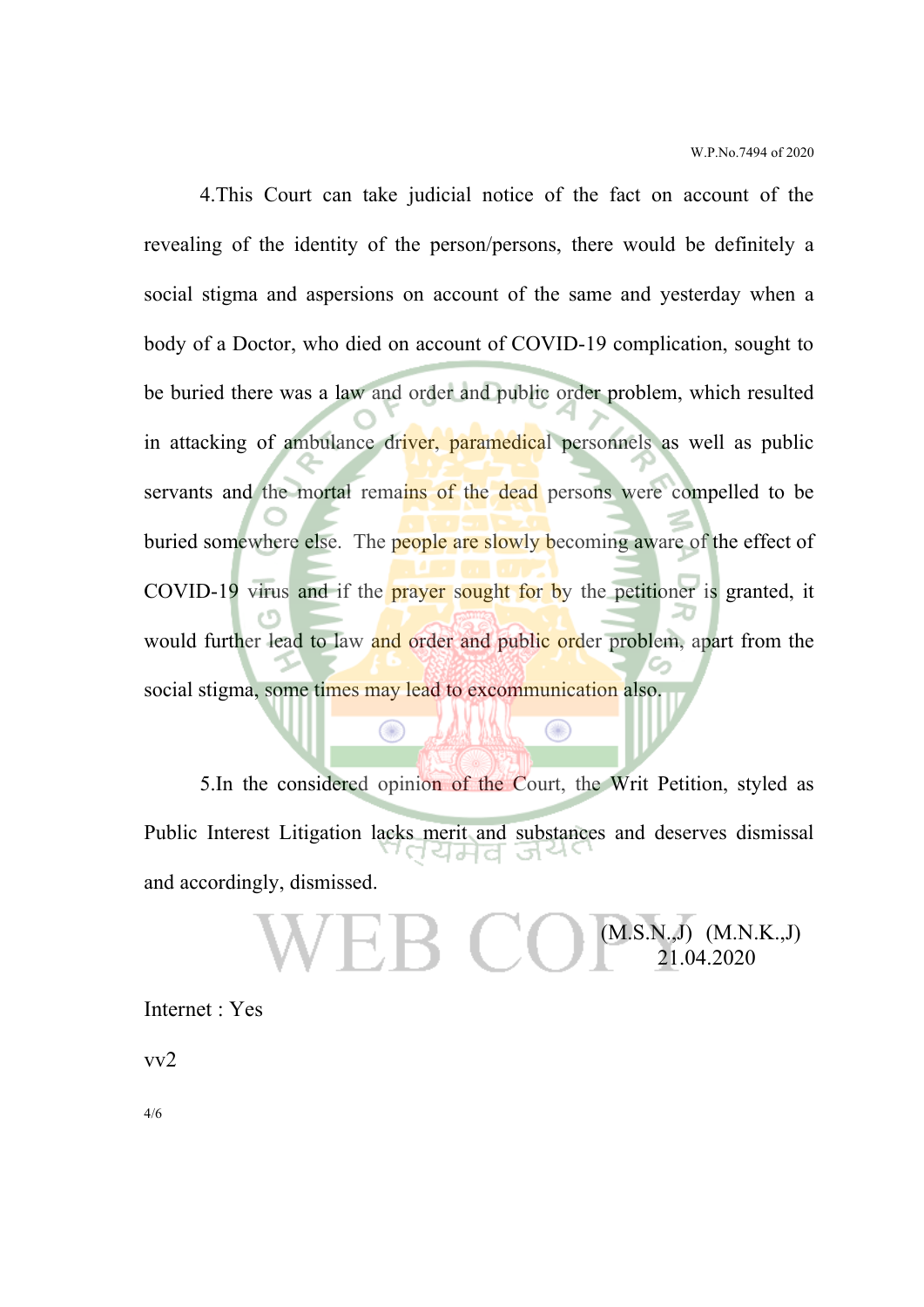4.This Court can take judicial notice of the fact on account of the revealing of the identity of the person/persons, there would be definitely a social stigma and aspersions on account of the same and yesterday when a body of a Doctor, who died on account of COVID-19 complication, sought to be buried there was a law and order and public order problem, which resulted in attacking of ambulance driver, paramedical personnels as well as public servants and the mortal remains of the dead persons were compelled to be buried somewhere else. The people are slowly becoming aware of the effect of COVID-19 virus and if the prayer sought for by the petitioner is granted, it would further lead to law and order and public order problem, apart from the social stigma, some times may lead to excommunication also.

5.In the considered opinion of the Court, the Writ Petition, styled as Public Interest Litigation lacks merit and substances and deserves dismissal and accordingly, dismissed.

(M.S.N.,J) (M.N.K.,J)
21.04.2020

Internet : Yes

vv2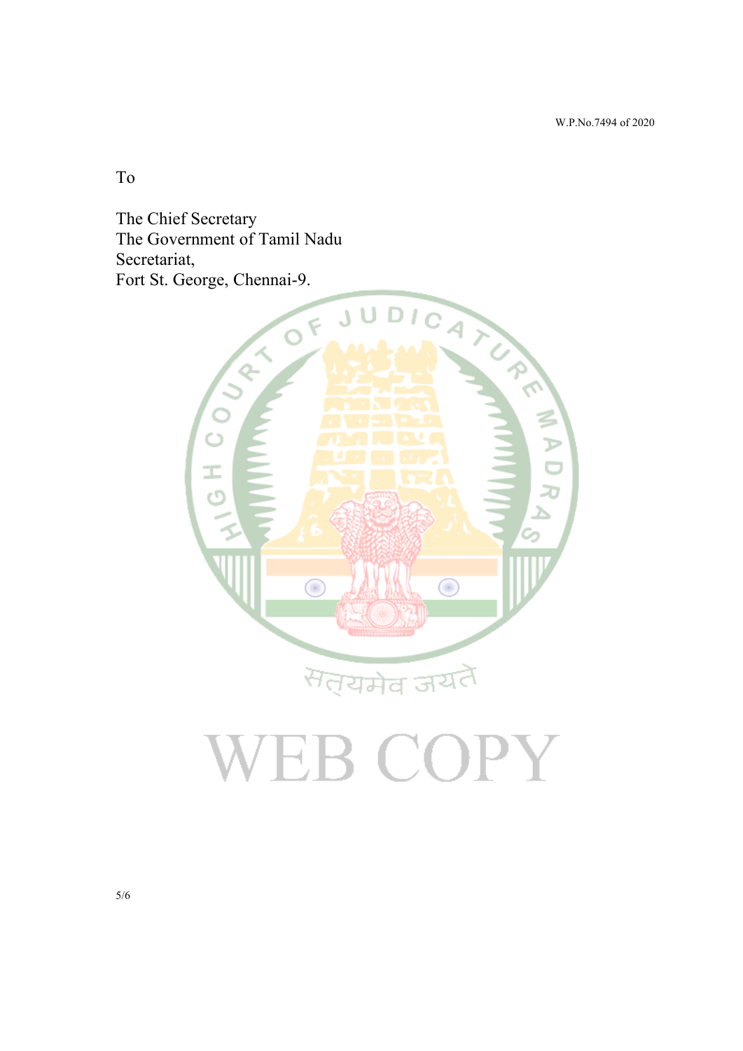To

The Chief Secretary
The Government of Tamil Nadu
Secretariat,
Fort St. George, Chennai-9.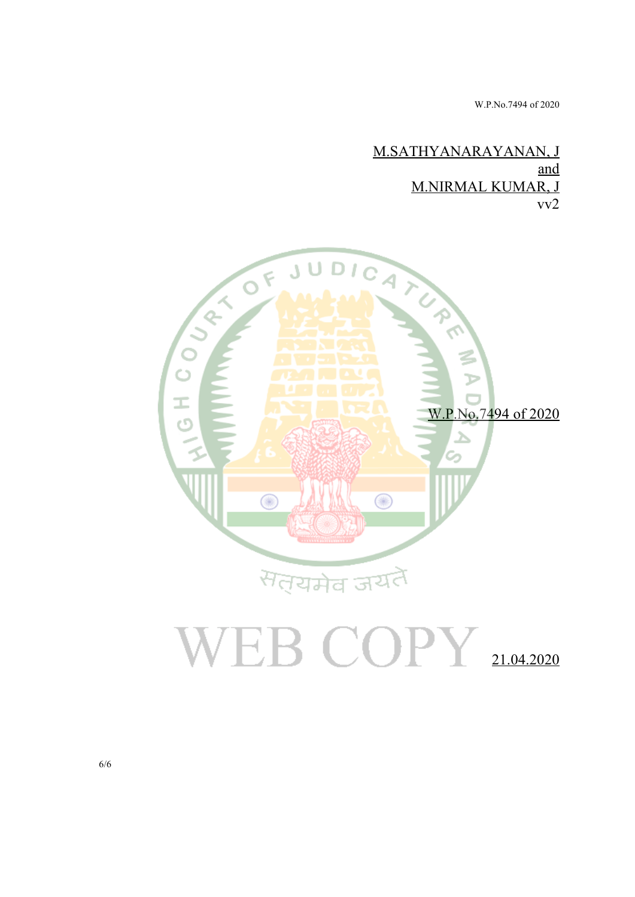M.SATHYANARAYANAN, J
and
M.NIRMAL KUMAR, J
vv2

W.P.No.7494 of 2020

21.04.2020